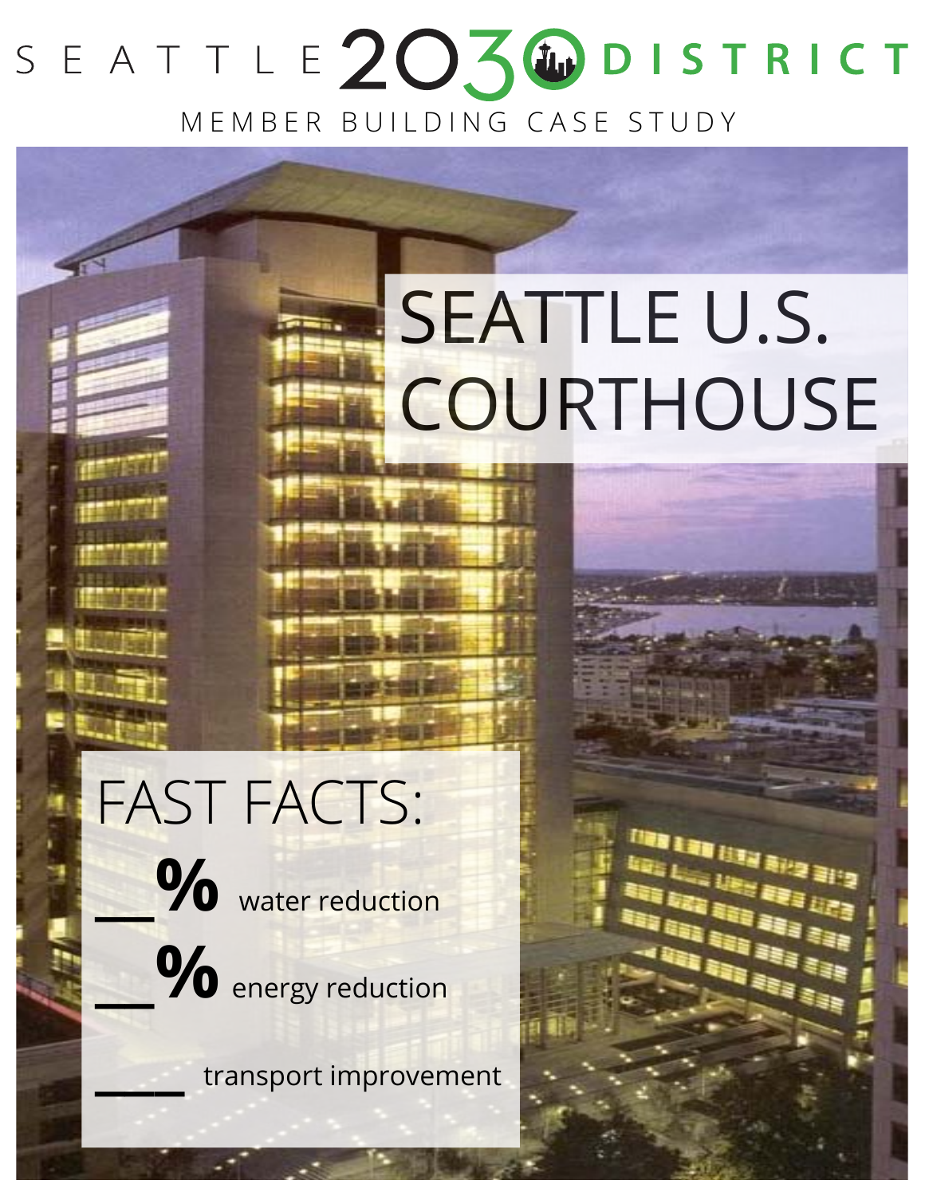# SEATTLE 2030 DISTRICT

MEMBER BUILDING CASE STUDY

# SEATTLE U.S. COURTHOUSE

## FAST FACTS:

__% water reduction

__% energy reduction

___ transport improvement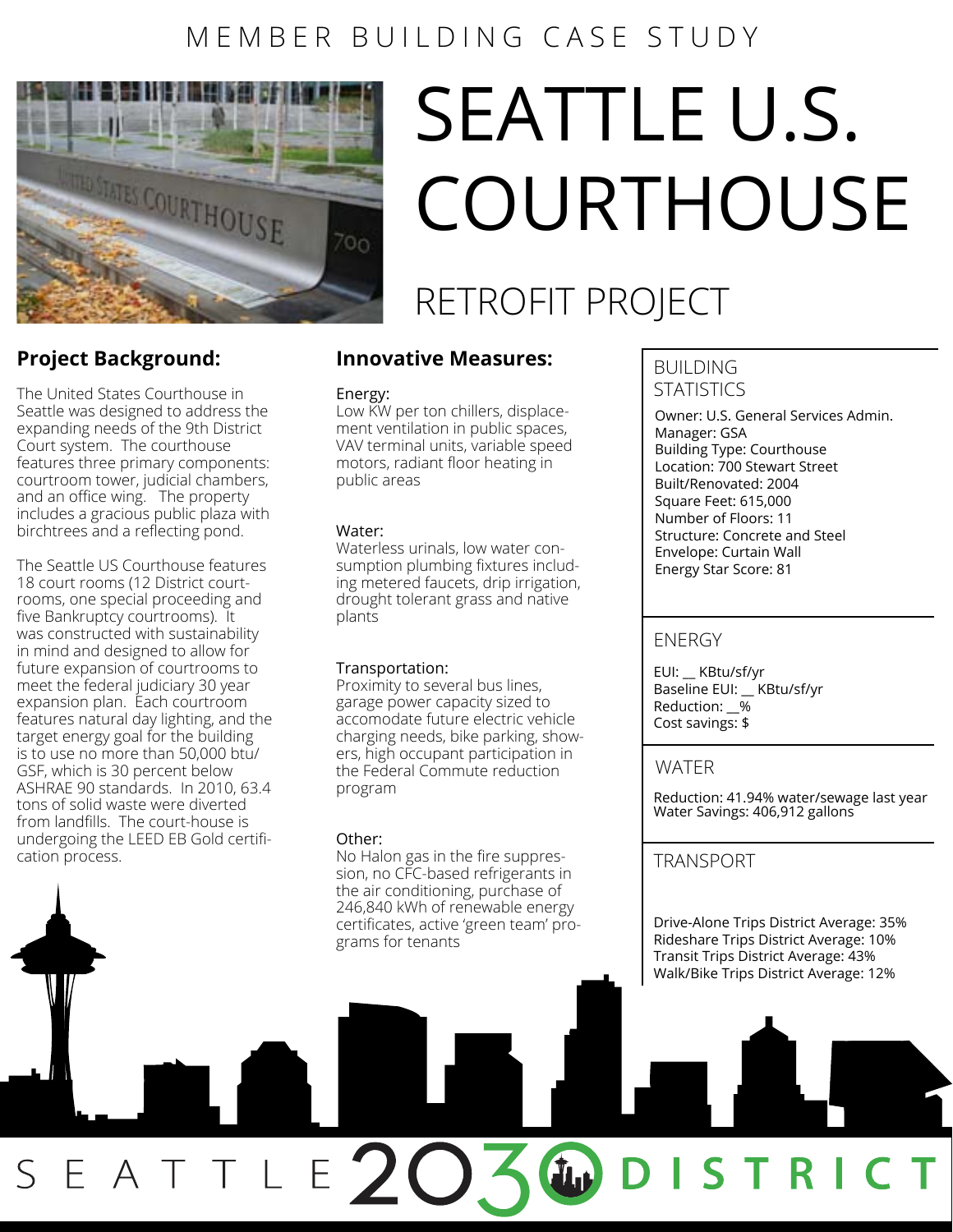MEMBER BUILDING CASE STUDY

# SEATTLE U.S. COURTHOUSE

## RETROFIT PROJECT

### Project Background:

The United States Courthouse in Seattle was designed to address the expanding needs of the 9th District Court system. The courthouse features three primary components: courtroom tower, judicial chambers, and an office wing. The property includes a gracious public plaza with birchtrees and a reflecting pond.

The Seattle US Courthouse features 18 court rooms (12 District courtrooms, one special proceeding and five Bankruptcy courtrooms). It was constructed with sustainability in mind and designed to allow for future expansion of courtrooms to meet the federal judiciary 30 year expansion plan. Each courtroom features natural day lighting, and the target energy goal for the building is to use no more than 50,000 btu/GSF, which is 30 percent below ASHRAE 90 standards. In 2010, 63.4 tons of solid waste were diverted from landfills. The court-house is undergoing the LEED EB Gold certification process.

### Innovative Measures:

Energy:
Low KW per ton chillers, displacement ventilation in public spaces, VAV terminal units, variable speed motors, radiant floor heating in public areas

Water:
Waterless urinals, low water consumption plumbing fixtures including metered faucets, drip irrigation, drought tolerant grass and native plants

Transportation:
Proximity to several bus lines, garage power capacity sized to accomodate future electric vehicle charging needs, bike parking, showers, high occupant participation in the Federal Commute reduction program

Other:
No Halon gas in the fire suppression, no CFC-based refrigerants in the air conditioning, purchase of 246,840 kWh of renewable energy certificates, active 'green team' programs for tenants

### BUILDING STATISTICS

Owner: U.S. General Services Admin.
Manager: GSA
Building Type: Courthouse
Location: 700 Stewart Street
Built/Renovated: 2004
Square Feet: 615,000
Number of Floors: 11
Structure: Concrete and Steel
Envelope: Curtain Wall
Energy Star Score: 81

### ENERGY

EUI: __ KBtu/sf/yr
Baseline EUI: __ KBtu/sf/yr
Reduction: __%
Cost savings: $

### WATER

Reduction: 41.94% water/sewage last year
Water Savings: 406,912 gallons

### TRANSPORT

Drive-Alone Trips District Average: 35%
Rideshare Trips District Average: 10%
Transit Trips District Average: 43%
Walk/Bike Trips District Average: 12%

SEATTLE 2030 DISTRICT